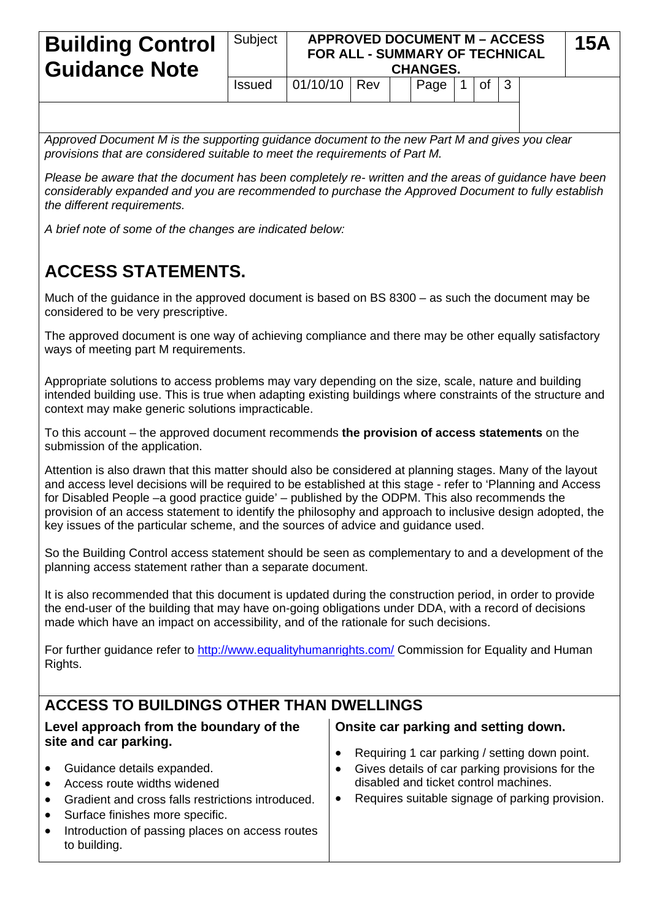# Building Control Guidance Note

| Subject | APPROVED DOCUMENT M – ACCESS FOR ALL - SUMMARY OF TECHNICAL CHANGES. | | | | 15A |
|---|---|---|---|---|---|
| Issued | 01/10/10 | Rev | | | |

*Approved Document M is the supporting guidance document to the new Part M and gives you clear provisions that are considered suitable to meet the requirements of Part M.*

*Please be aware that the document has been completely re- written and the areas of guidance have been considerably expanded and you are recommended to purchase the Approved Document to fully establish the different requirements.*

*A brief note of some of the changes are indicated below:*

## ACCESS STATEMENTS.

Much of the guidance in the approved document is based on BS 8300 – as such the document may be considered to be very prescriptive.

The approved document is one way of achieving compliance and there may be other equally satisfactory ways of meeting part M requirements.

Appropriate solutions to access problems may vary depending on the size, scale, nature and building intended building use. This is true when adapting existing buildings where constraints of the structure and context may make generic solutions impracticable.

To this account – the approved document recommends **the provision of access statements** on the submission of the application.

Attention is also drawn that this matter should also be considered at planning stages. Many of the layout and access level decisions will be required to be established at this stage - refer to 'Planning and Access for Disabled People –a good practice guide' – published by the ODPM. This also recommends the provision of an access statement to identify the philosophy and approach to inclusive design adopted, the key issues of the particular scheme, and the sources of advice and guidance used.

So the Building Control access statement should be seen as complementary to and a development of the planning access statement rather than a separate document.

It is also recommended that this document is updated during the construction period, in order to provide the end-user of the building that may have on-going obligations under DDA, with a record of decisions made which have an impact on accessibility, and of the rationale for such decisions.

For further guidance refer to http://www.equalityhumanrights.com/ Commission for Equality and Human Rights.

## ACCESS TO BUILDINGS OTHER THAN DWELLINGS

### Level approach from the boundary of the site and car parking.

- Guidance details expanded.
- Access route widths widened
- Gradient and cross falls restrictions introduced.
- Surface finishes more specific.
- Introduction of passing places on access routes to building.

### Onsite car parking and setting down.

- Requiring 1 car parking / setting down point.
- Gives details of car parking provisions for the disabled and ticket control machines.
- Requires suitable signage of parking provision.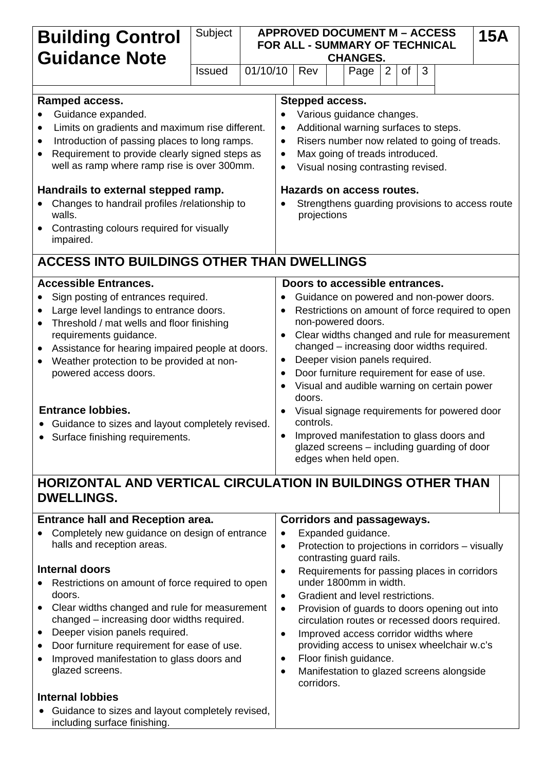**Ramped access.**

- Guidance expanded.
- Limits on gradients and maximum rise different.
- Introduction of passing places to long ramps.
- Requirement to provide clearly signed steps as well as ramp where ramp rise is over 300mm.

**Handrails to external stepped ramp.**

- Changes to handrail profiles /relationship to walls.
- Contrasting colours required for visually impaired.

**Stepped access.**

- Various guidance changes.
- Additional warning surfaces to steps.
- Risers number now related to going of treads.
- Max going of treads introduced.
- Visual nosing contrasting revised.

**Hazards on access routes.**

- Strengthens guarding provisions to access route projections

## ACCESS INTO BUILDINGS OTHER THAN DWELLINGS

**Accessible Entrances.**

- Sign posting of entrances required.
- Large level landings to entrance doors.
- Threshold / mat wells and floor finishing requirements guidance.
- Assistance for hearing impaired people at doors.
- Weather protection to be provided at non-powered access doors.

**Entrance lobbies.**

- Guidance to sizes and layout completely revised.
- Surface finishing requirements.

**Doors to accessible entrances.**

- Guidance on powered and non-power doors.
- Restrictions on amount of force required to open non-powered doors.
- Clear widths changed and rule for measurement changed – increasing door widths required.
- Deeper vision panels required.
- Door furniture requirement for ease of use.
- Visual and audible warning on certain power doors.
- Visual signage requirements for powered door controls.
- Improved manifestation to glass doors and glazed screens – including guarding of door edges when held open.

## HORIZONTAL AND VERTICAL CIRCULATION IN BUILDINGS OTHER THAN DWELLINGS.

**Entrance hall and Reception area.**

- Completely new guidance on design of entrance halls and reception areas.

**Internal doors**

- Restrictions on amount of force required to open doors.
- Clear widths changed and rule for measurement changed – increasing door widths required.
- Deeper vision panels required.
- Door furniture requirement for ease of use.
- Improved manifestation to glass doors and glazed screens.

**Internal lobbies**

- Guidance to sizes and layout completely revised, including surface finishing.

**Corridors and passageways.**

- Expanded guidance.
- Protection to projections in corridors – visually contrasting guard rails.
- Requirements for passing places in corridors under 1800mm in width.
- Gradient and level restrictions.
- Provision of guards to doors opening out into circulation routes or recessed doors required.
- Improved access corridor widths where providing access to unisex wheelchair w.c's
- Floor finish guidance.
- Manifestation to glazed screens alongside corridors.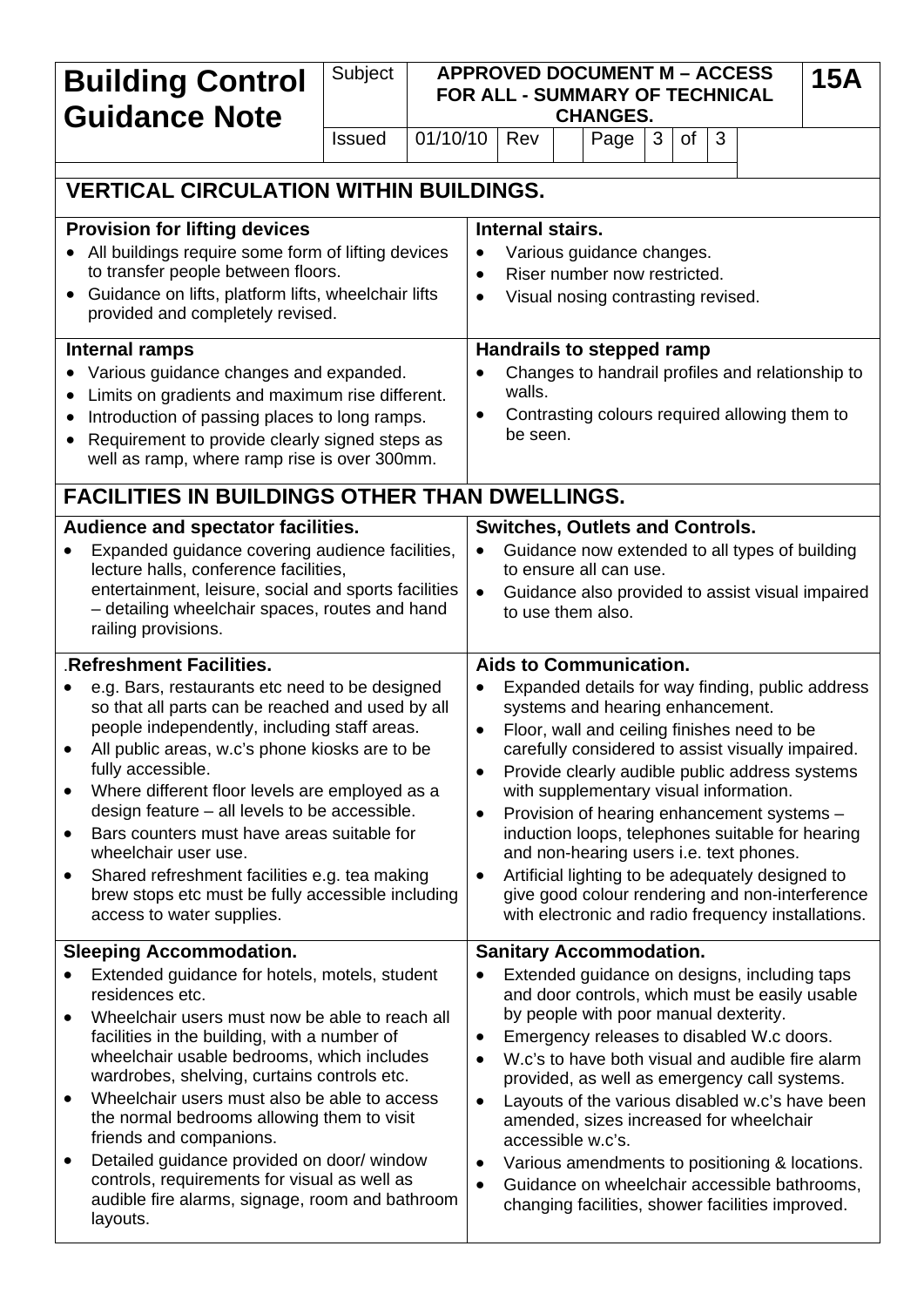# Building Control Guidance Note

Subject: **APPROVED DOCUMENT M – ACCESS FOR ALL - SUMMARY OF TECHNICAL CHANGES.** **15A**

Issued: 01/10/10 Rev

## VERTICAL CIRCULATION WITHIN BUILDINGS.

### Provision for lifting devices

- All buildings require some form of lifting devices to transfer people between floors.
- Guidance on lifts, platform lifts, wheelchair lifts provided and completely revised.

### Internal stairs.

- Various guidance changes.
- Riser number now restricted.
- Visual nosing contrasting revised.

### Internal ramps

- Various guidance changes and expanded.
- Limits on gradients and maximum rise different.
- Introduction of passing places to long ramps.
- Requirement to provide clearly signed steps as well as ramp, where ramp rise is over 300mm.

### Handrails to stepped ramp

- Changes to handrail profiles and relationship to walls.
- Contrasting colours required allowing them to be seen.

## FACILITIES IN BUILDINGS OTHER THAN DWELLINGS.

### Audience and spectator facilities.

- Expanded guidance covering audience facilities, lecture halls, conference facilities, entertainment, leisure, social and sports facilities – detailing wheelchair spaces, routes and hand railing provisions.

### Switches, Outlets and Controls.

- Guidance now extended to all types of building to ensure all can use.
- Guidance also provided to assist visual impaired to use them also.

### .Refreshment Facilities.

- e.g. Bars, restaurants etc need to be designed so that all parts can be reached and used by all people independently, including staff areas.
- All public areas, w.c's phone kiosks are to be fully accessible.
- Where different floor levels are employed as a design feature – all levels to be accessible.
- Bars counters must have areas suitable for wheelchair user use.
- Shared refreshment facilities e.g. tea making brew stops etc must be fully accessible including access to water supplies.

### Aids to Communication.

- Expanded details for way finding, public address systems and hearing enhancement.
- Floor, wall and ceiling finishes need to be carefully considered to assist visually impaired.
- Provide clearly audible public address systems with supplementary visual information.
- Provision of hearing enhancement systems – induction loops, telephones suitable for hearing and non-hearing users i.e. text phones.
- Artificial lighting to be adequately designed to give good colour rendering and non-interference with electronic and radio frequency installations.

### Sleeping Accommodation.

- Extended guidance for hotels, motels, student residences etc.
- Wheelchair users must now be able to reach all facilities in the building, with a number of wheelchair usable bedrooms, which includes wardrobes, shelving, curtains controls etc.
- Wheelchair users must also be able to access the normal bedrooms allowing them to visit friends and companions.
- Detailed guidance provided on door/ window controls, requirements for visual as well as audible fire alarms, signage, room and bathroom layouts.

### Sanitary Accommodation.

- Extended guidance on designs, including taps and door controls, which must be easily usable by people with poor manual dexterity.
- Emergency releases to disabled W.c doors.
- W.c's to have both visual and audible fire alarm provided, as well as emergency call systems.
- Layouts of the various disabled w.c's have been amended, sizes increased for wheelchair accessible w.c's.
- Various amendments to positioning & locations.
- Guidance on wheelchair accessible bathrooms, changing facilities, shower facilities improved.